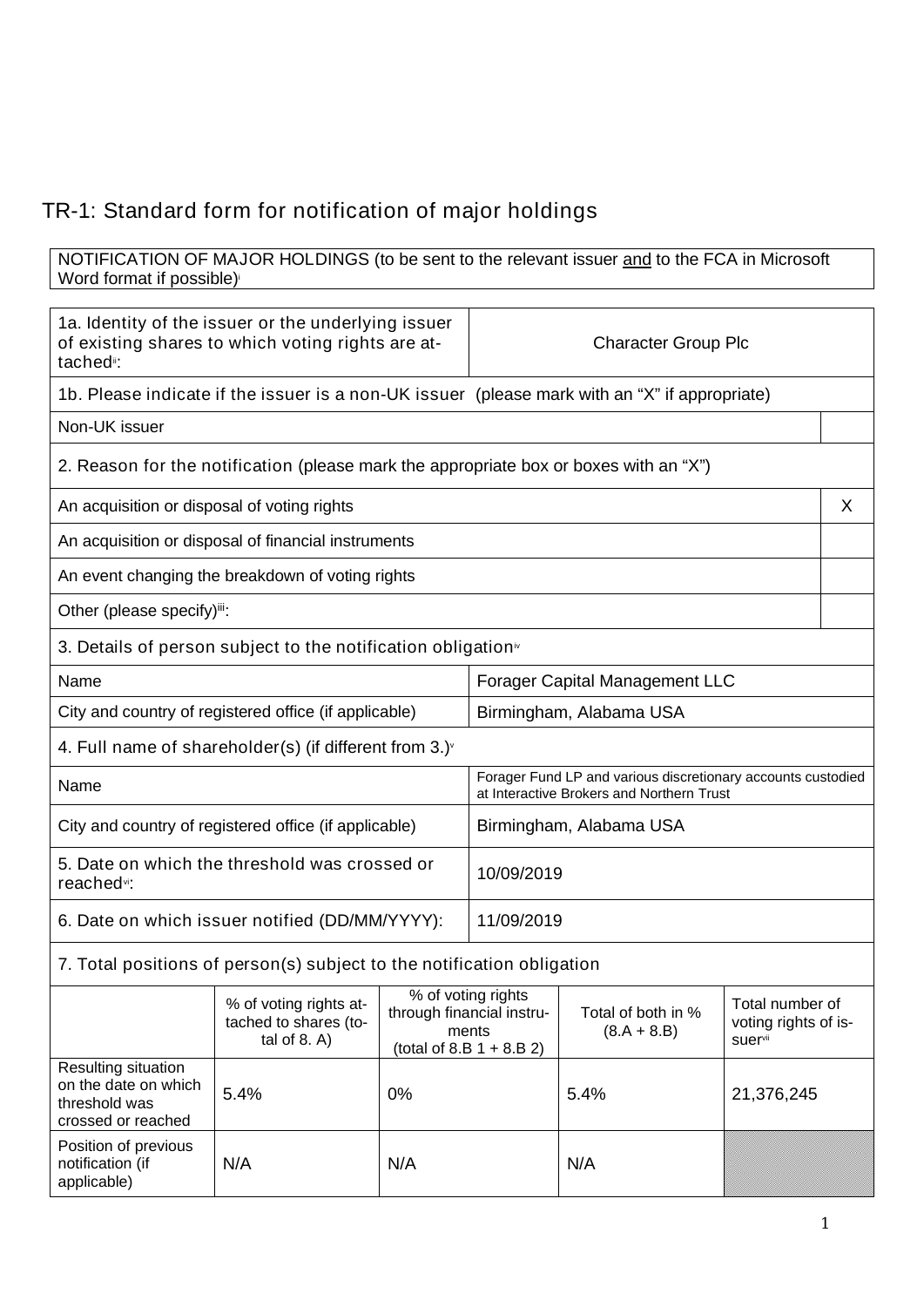## TR-1: Standard form for notification of major holdings

| NOTIFICATION OF MAJOR HOLDINGS (to be sent to the relevant issuer and to the FCA in Microsoft Word format if possible)[i] |
|---|

| 1a. Identity of the issuer or the underlying issuer of existing shares to which voting rights are attached[ii]: | Character Group Plc |
|---|---|

| 1b. Please indicate if the issuer is a non-UK issuer (please mark with an "X" if appropriate) | |
|---|---|
| Non-UK issuer | |
| **2. Reason for the notification (please mark the appropriate box or boxes with an "X")** | |
| An acquisition or disposal of voting rights | X |
| An acquisition or disposal of financial instruments | |
| An event changing the breakdown of voting rights | |
| Other (please specify)[iii]: | |

| 3. Details of person subject to the notification obligation[iv] | |
|---|---|
| Name | Forager Capital Management LLC |
| City and country of registered office (if applicable) | Birmingham, Alabama USA |
| **4. Full name of shareholder(s) (if different from 3.)[v]** | |
| Name | Forager Fund LP and various discretionary accounts custodied at Interactive Brokers and Northern Trust |
| City and country of registered office (if applicable) | Birmingham, Alabama USA |
| 5. Date on which the threshold was crossed or reached[vi]: | 10/09/2019 |
| 6. Date on which issuer notified (DD/MM/YYYY): | 11/09/2019 |

**7. Total positions of person(s) subject to the notification obligation**

| | % of voting rights attached to shares (total of 8. A) | % of voting rights through financial instruments (total of 8.B 1 + 8.B 2) | Total of both in % (8.A + 8.B) | Total number of voting rights of issuer[vii] |
|---|---|---|---|---|
| Resulting situation on the date on which threshold was crossed or reached | 5.4% | 0% | 5.4% | 21,376,245 |
| Position of previous notification (if applicable) | N/A | N/A | N/A | |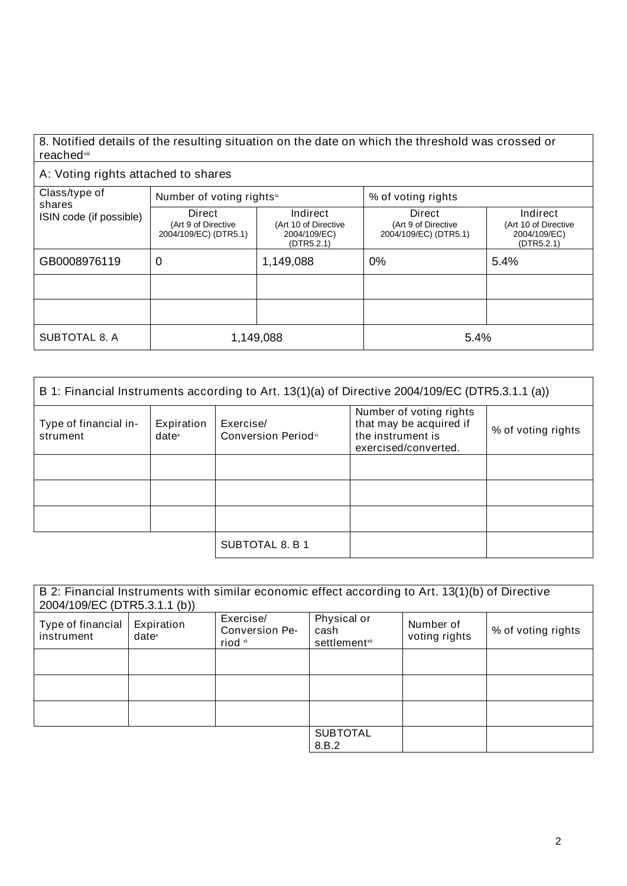| 8. Notified details of the resulting situation on the date on which the threshold was crossed or reached[viii] | | | | |
|---|---|---|---|---|
| A: Voting rights attached to shares | | | | |
| Class/type of shares ISIN code (if possible) | Number of voting rights[ix] | | % of voting rights | |
| | Direct (Art 9 of Directive 2004/109/EC) (DTR5.1) | Indirect (Art 10 of Directive 2004/109/EC) (DTR5.2.1) | Direct (Art 9 of Directive 2004/109/EC) (DTR5.1) | Indirect (Art 10 of Directive 2004/109/EC) (DTR5.2.1) |
| GB0008976119 | 0 | 1,149,088 | 0% | 5.4% |
| | | | | |
| | | | | |
| SUBTOTAL 8. A | 1,149,088 | | 5.4% | |

| B 1: Financial Instruments according to Art. 13(1)(a) of Directive 2004/109/EC (DTR5.3.1.1 (a)) | | | | |
|---|---|---|---|---|
| Type of financial instrument | Expiration date[x] | Exercise/ Conversion Period[xi] | Number of voting rights that may be acquired if the instrument is exercised/converted. | % of voting rights |
| | | | | |
| | | | | |
| | | | | |
| | | SUBTOTAL 8. B 1 | | |

| B 2: Financial Instruments with similar economic effect according to Art. 13(1)(b) of Directive 2004/109/EC (DTR5.3.1.1 (b)) | | | | | |
|---|---|---|---|---|---|
| Type of financial instrument | Expiration date[x] | Exercise/ Conversion Period [xi] | Physical or cash settlement[xii] | Number of voting rights | % of voting rights |
| | | | | | |
| | | | | | |
| | | | | | |
| | | | SUBTOTAL 8.B.2 | | |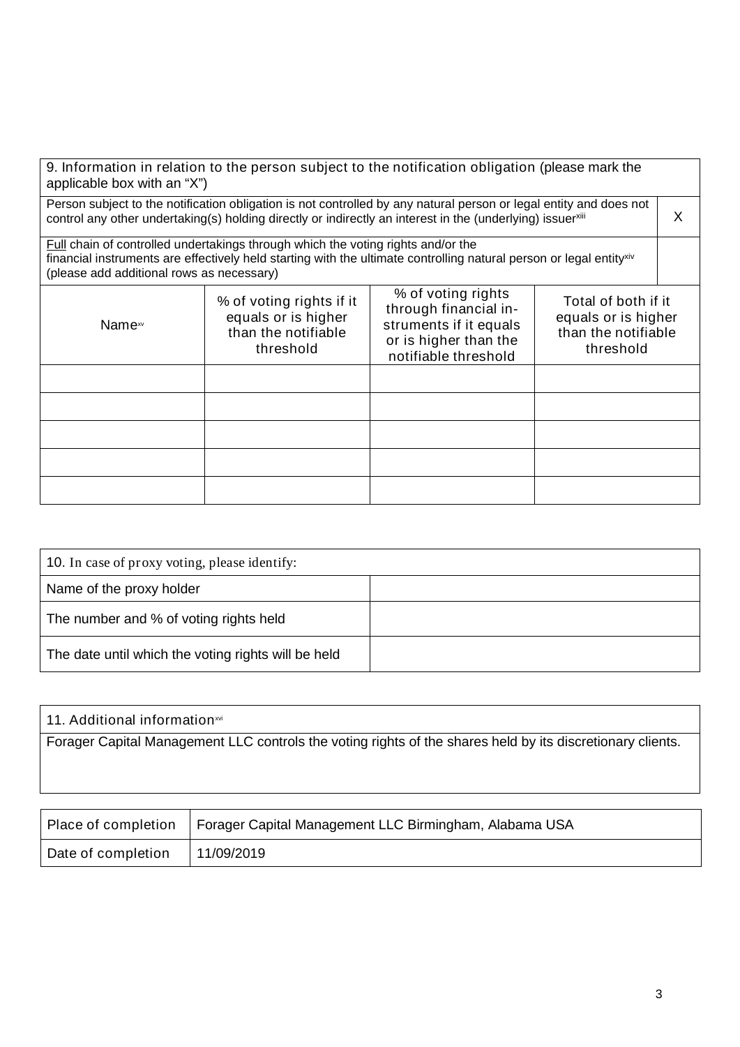| 9. Information in relation to the person subject to the notification obligation (please mark the applicable box with an "X") | | | | |
|---|---|---|---|---|
| Person subject to the notification obligation is not controlled by any natural person or legal entity and does not control any other undertaking(s) holding directly or indirectly an interest in the (underlying) issuer[xiii] | | | | X |
| Full chain of controlled undertakings through which the voting rights and/or the financial instruments are effectively held starting with the ultimate controlling natural person or legal entity[xiv] (please add additional rows as necessary) | | | | |
| Name[xv] | % of voting rights if it equals or is higher than the notifiable threshold | % of voting rights through financial instruments if it equals or is higher than the notifiable threshold | Total of both if it equals or is higher than the notifiable threshold | |
| | | | | |
| | | | | |
| | | | | |
| | | | | |
| | | | | |

| 10. In case of proxy voting, please identify: | |
|---|---|
| Name of the proxy holder | |
| The number and % of voting rights held | |
| The date until which the voting rights will be held | |

| 11. Additional information[xvi] |
|---|
| Forager Capital Management LLC controls the voting rights of the shares held by its discretionary clients. |

| | |
|---|---|
| Place of completion | Forager Capital Management LLC Birmingham, Alabama USA |
| Date of completion | 11/09/2019 |